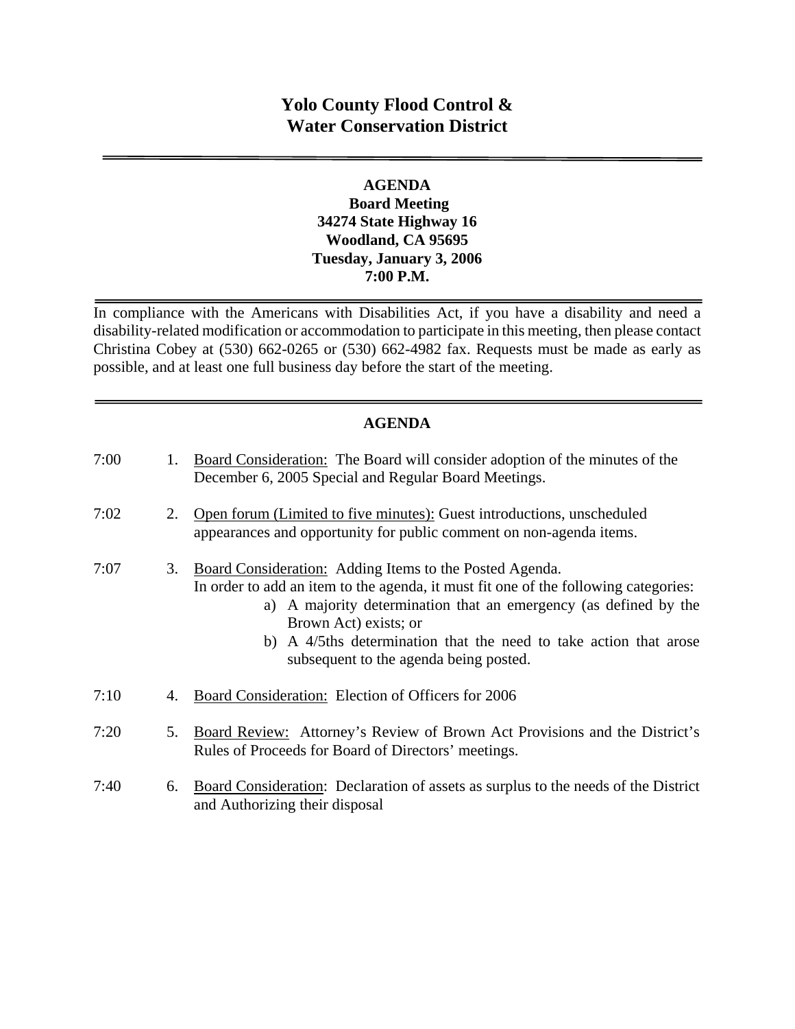# Yolo County Flood Control & Water Conservation District

**AGENDA**
**Board Meeting**
**34274 State Highway 16**
**Woodland, CA 95695**
**Tuesday, January 3, 2006**
**7:00 P.M.**

In compliance with the Americans with Disabilities Act, if you have a disability and need a disability-related modification or accommodation to participate in this meeting, then please contact Christina Cobey at (530) 662-0265 or (530) 662-4982 fax. Requests must be made as early as possible, and at least one full business day before the start of the meeting.

## AGENDA

7:00 1. Board Consideration: The Board will consider adoption of the minutes of the December 6, 2005 Special and Regular Board Meetings.

7:02 2. Open forum (Limited to five minutes): Guest introductions, unscheduled appearances and opportunity for public comment on non-agenda items.

7:07 3. Board Consideration: Adding Items to the Posted Agenda.
In order to add an item to the agenda, it must fit one of the following categories:
  a) A majority determination that an emergency (as defined by the Brown Act) exists; or
  b) A 4/5ths determination that the need to take action that arose subsequent to the agenda being posted.

7:10 4. Board Consideration: Election of Officers for 2006

7:20 5. Board Review: Attorney's Review of Brown Act Provisions and the District's Rules of Proceeds for Board of Directors' meetings.

7:40 6. Board Consideration: Declaration of assets as surplus to the needs of the District and Authorizing their disposal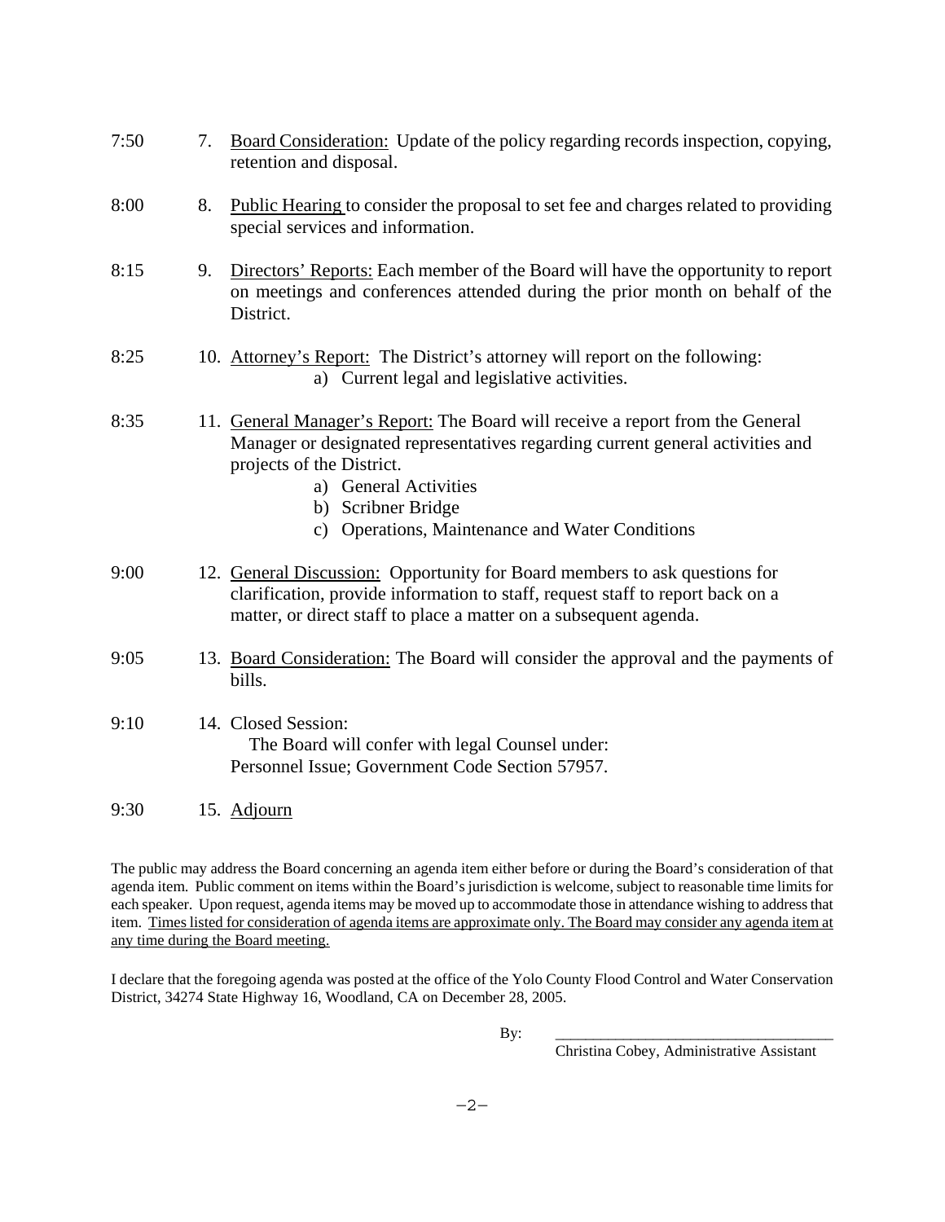7:50 7. <u>Board Consideration:</u> Update of the policy regarding records inspection, copying, retention and disposal.

8:00 8. <u>Public Hearing</u> to consider the proposal to set fee and charges related to providing special services and information.

8:15 9. <u>Directors' Reports:</u> Each member of the Board will have the opportunity to report on meetings and conferences attended during the prior month on behalf of the District.

8:25 10. <u>Attorney's Report:</u> The District's attorney will report on the following:
- a) Current legal and legislative activities.

8:35 11. <u>General Manager's Report:</u> The Board will receive a report from the General Manager or designated representatives regarding current general activities and projects of the District.
- a) General Activities
- b) Scribner Bridge
- c) Operations, Maintenance and Water Conditions

9:00 12. <u>General Discussion:</u> Opportunity for Board members to ask questions for clarification, provide information to staff, request staff to report back on a matter, or direct staff to place a matter on a subsequent agenda.

9:05 13. <u>Board Consideration:</u> The Board will consider the approval and the payments of bills.

9:10 14. Closed Session:
The Board will confer with legal Counsel under:
Personnel Issue; Government Code Section 57957.

9:30 15. <u>Adjourn</u>

The public may address the Board concerning an agenda item either before or during the Board's consideration of that agenda item. Public comment on items within the Board's jurisdiction is welcome, subject to reasonable time limits for each speaker. Upon request, agenda items may be moved up to accommodate those in attendance wishing to address that item. <u>Times listed for consideration of agenda items are approximate only. The Board may consider any agenda item at any time during the Board meeting.</u>

I declare that the foregoing agenda was posted at the office of the Yolo County Flood Control and Water Conservation District, 34274 State Highway 16, Woodland, CA on December 28, 2005.

By: ______________________________
Christina Cobey, Administrative Assistant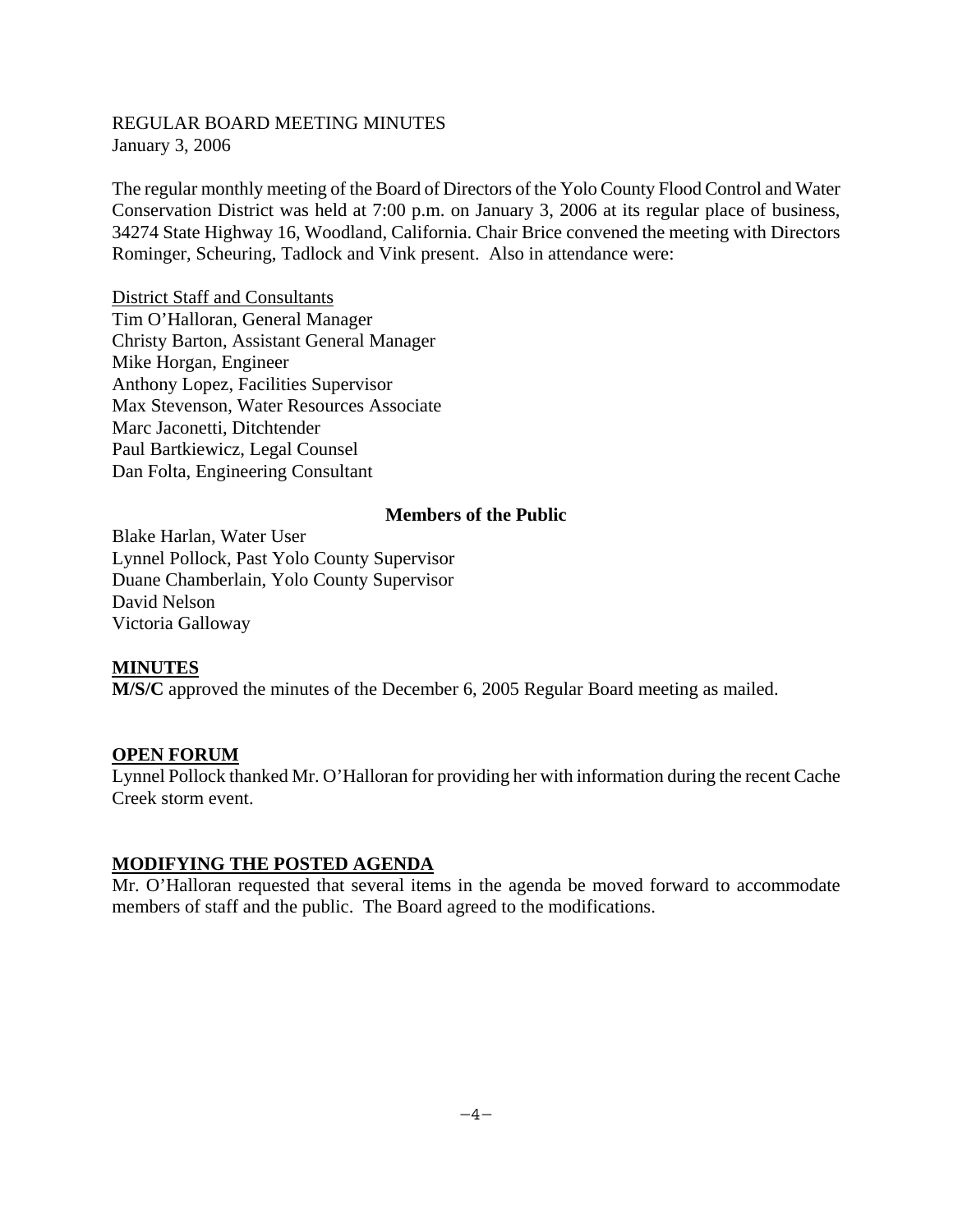REGULAR BOARD MEETING MINUTES
January 3, 2006

The regular monthly meeting of the Board of Directors of the Yolo County Flood Control and Water Conservation District was held at 7:00 p.m. on January 3, 2006 at its regular place of business, 34274 State Highway 16, Woodland, California. Chair Brice convened the meeting with Directors Rominger, Scheuring, Tadlock and Vink present. Also in attendance were:

<u>District Staff and Consultants</u>
Tim O'Halloran, General Manager
Christy Barton, Assistant General Manager
Mike Horgan, Engineer
Anthony Lopez, Facilities Supervisor
Max Stevenson, Water Resources Associate
Marc Jaconetti, Ditchtender
Paul Bartkiewicz, Legal Counsel
Dan Folta, Engineering Consultant

**Members of the Public**

Blake Harlan, Water User
Lynnel Pollock, Past Yolo County Supervisor
Duane Chamberlain, Yolo County Supervisor
David Nelson
Victoria Galloway

## MINUTES

**M/S/C** approved the minutes of the December 6, 2005 Regular Board meeting as mailed.

## OPEN FORUM

Lynnel Pollock thanked Mr. O'Halloran for providing her with information during the recent Cache Creek storm event.

## MODIFYING THE POSTED AGENDA

Mr. O'Halloran requested that several items in the agenda be moved forward to accommodate members of staff and the public. The Board agreed to the modifications.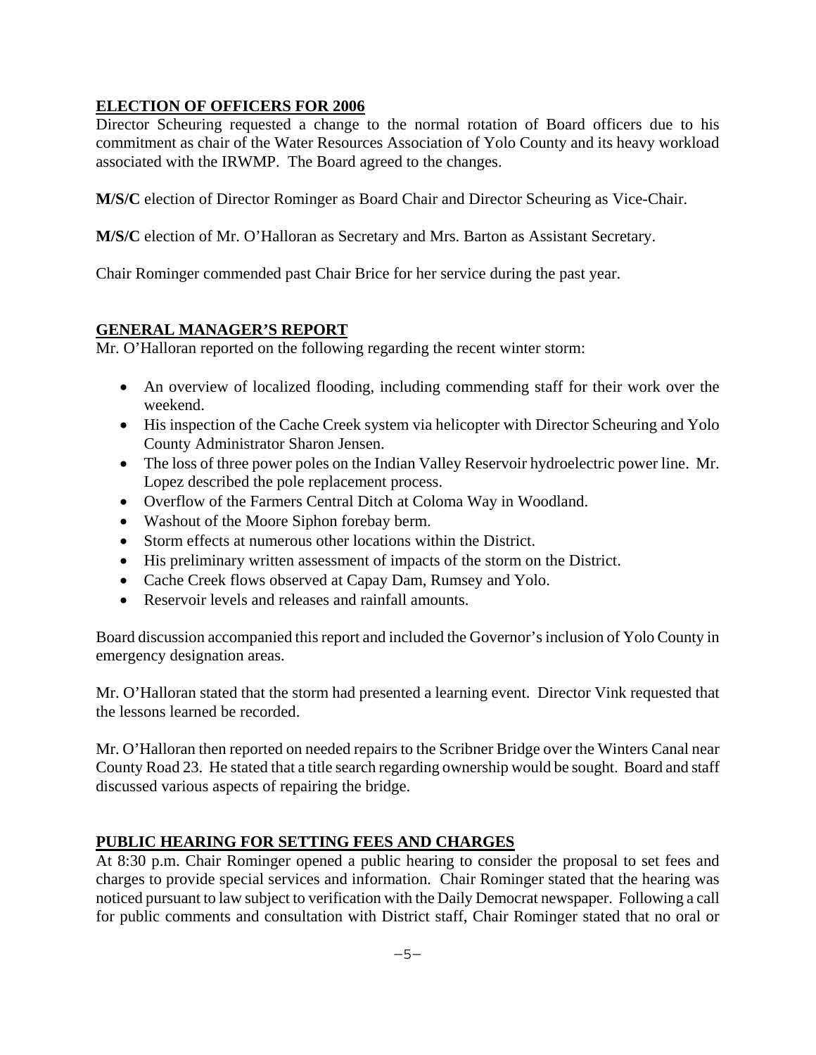## ELECTION OF OFFICERS FOR 2006

Director Scheuring requested a change to the normal rotation of Board officers due to his commitment as chair of the Water Resources Association of Yolo County and its heavy workload associated with the IRWMP. The Board agreed to the changes.

**M/S/C** election of Director Rominger as Board Chair and Director Scheuring as Vice-Chair.

**M/S/C** election of Mr. O'Halloran as Secretary and Mrs. Barton as Assistant Secretary.

Chair Rominger commended past Chair Brice for her service during the past year.

## GENERAL MANAGER'S REPORT

Mr. O'Halloran reported on the following regarding the recent winter storm:

- An overview of localized flooding, including commending staff for their work over the weekend.
- His inspection of the Cache Creek system via helicopter with Director Scheuring and Yolo County Administrator Sharon Jensen.
- The loss of three power poles on the Indian Valley Reservoir hydroelectric power line. Mr. Lopez described the pole replacement process.
- Overflow of the Farmers Central Ditch at Coloma Way in Woodland.
- Washout of the Moore Siphon forebay berm.
- Storm effects at numerous other locations within the District.
- His preliminary written assessment of impacts of the storm on the District.
- Cache Creek flows observed at Capay Dam, Rumsey and Yolo.
- Reservoir levels and releases and rainfall amounts.

Board discussion accompanied this report and included the Governor's inclusion of Yolo County in emergency designation areas.

Mr. O'Halloran stated that the storm had presented a learning event. Director Vink requested that the lessons learned be recorded.

Mr. O'Halloran then reported on needed repairs to the Scribner Bridge over the Winters Canal near County Road 23. He stated that a title search regarding ownership would be sought. Board and staff discussed various aspects of repairing the bridge.

## PUBLIC HEARING FOR SETTING FEES AND CHARGES

At 8:30 p.m. Chair Rominger opened a public hearing to consider the proposal to set fees and charges to provide special services and information. Chair Rominger stated that the hearing was noticed pursuant to law subject to verification with the Daily Democrat newspaper. Following a call for public comments and consultation with District staff, Chair Rominger stated that no oral or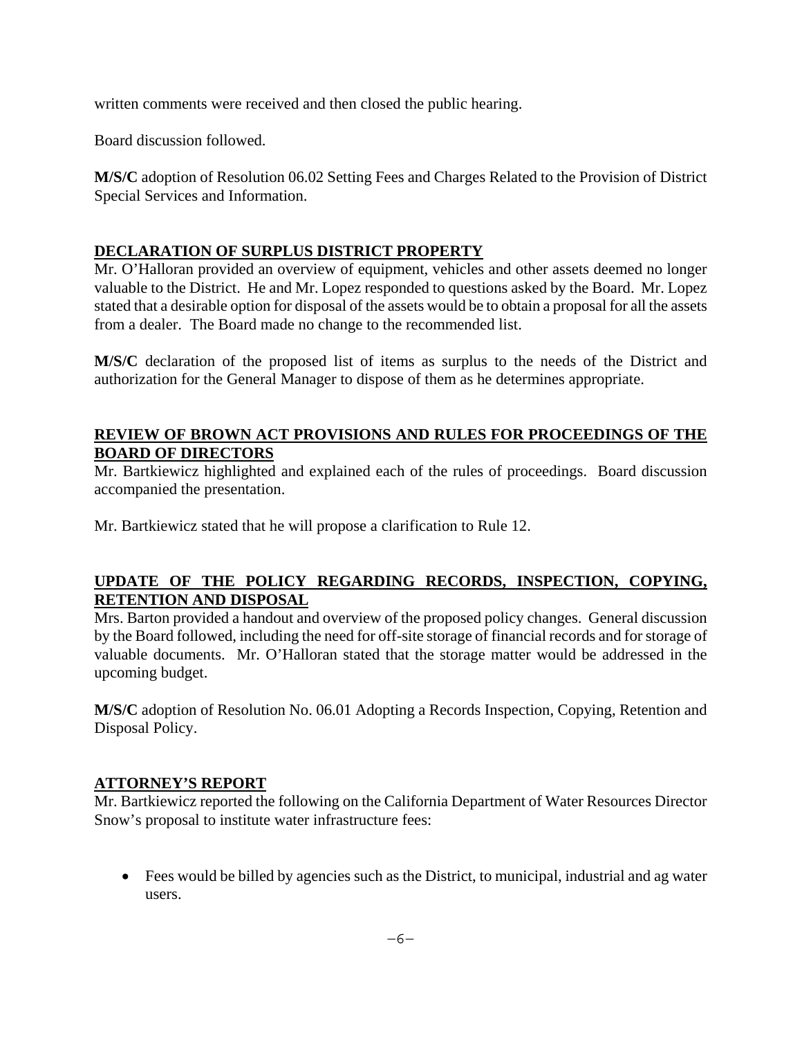written comments were received and then closed the public hearing.

Board discussion followed.

**M/S/C** adoption of Resolution 06.02 Setting Fees and Charges Related to the Provision of District Special Services and Information.

## DECLARATION OF SURPLUS DISTRICT PROPERTY

Mr. O'Halloran provided an overview of equipment, vehicles and other assets deemed no longer valuable to the District. He and Mr. Lopez responded to questions asked by the Board. Mr. Lopez stated that a desirable option for disposal of the assets would be to obtain a proposal for all the assets from a dealer. The Board made no change to the recommended list.

**M/S/C** declaration of the proposed list of items as surplus to the needs of the District and authorization for the General Manager to dispose of them as he determines appropriate.

## REVIEW OF BROWN ACT PROVISIONS AND RULES FOR PROCEEDINGS OF THE BOARD OF DIRECTORS

Mr. Bartkiewicz highlighted and explained each of the rules of proceedings. Board discussion accompanied the presentation.

Mr. Bartkiewicz stated that he will propose a clarification to Rule 12.

## UPDATE OF THE POLICY REGARDING RECORDS, INSPECTION, COPYING, RETENTION AND DISPOSAL

Mrs. Barton provided a handout and overview of the proposed policy changes. General discussion by the Board followed, including the need for off-site storage of financial records and for storage of valuable documents. Mr. O'Halloran stated that the storage matter would be addressed in the upcoming budget.

**M/S/C** adoption of Resolution No. 06.01 Adopting a Records Inspection, Copying, Retention and Disposal Policy.

## ATTORNEY'S REPORT

Mr. Bartkiewicz reported the following on the California Department of Water Resources Director Snow's proposal to institute water infrastructure fees:

- Fees would be billed by agencies such as the District, to municipal, industrial and ag water users.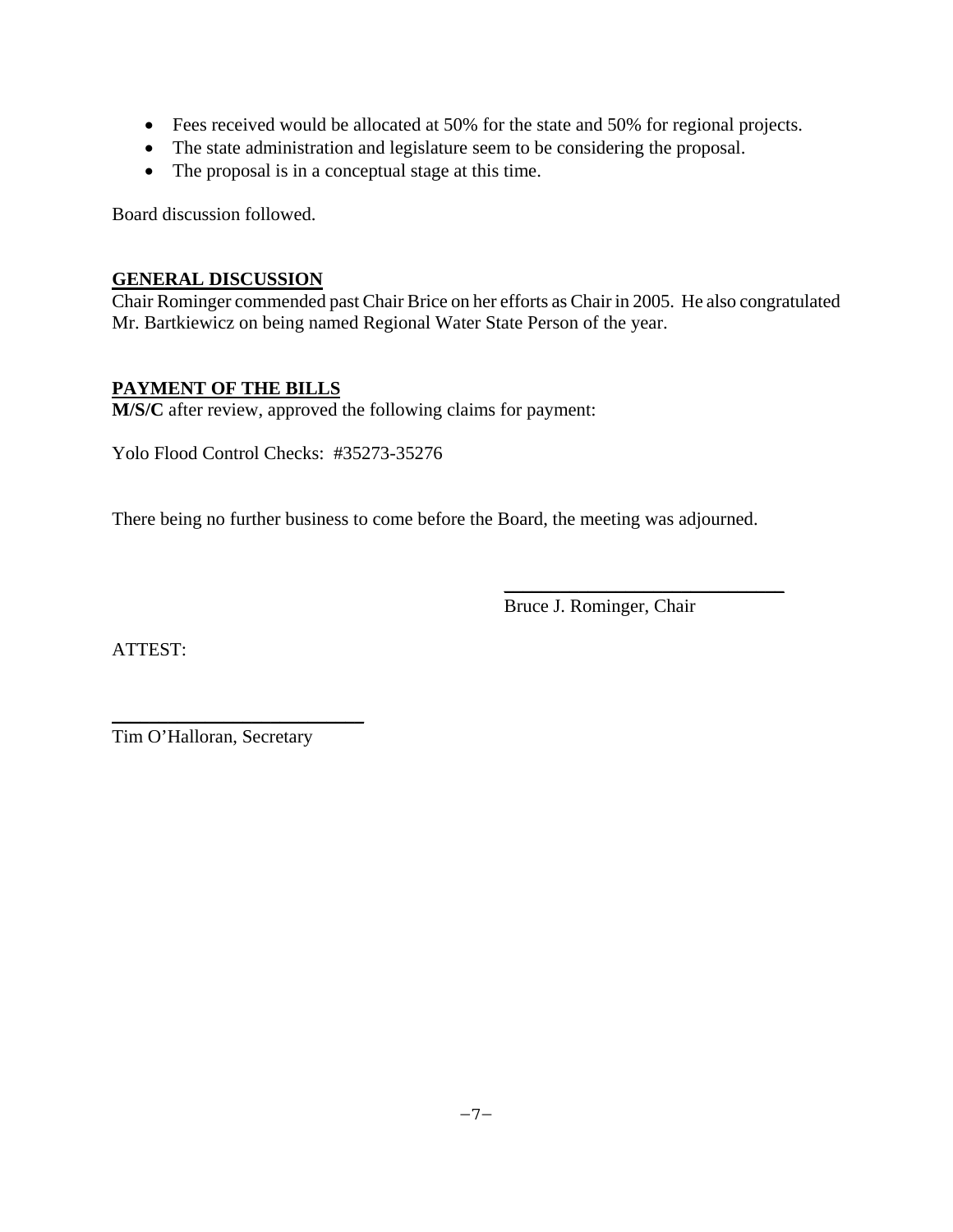- Fees received would be allocated at 50% for the state and 50% for regional projects.
- The state administration and legislature seem to be considering the proposal.
- The proposal is in a conceptual stage at this time.

Board discussion followed.

## GENERAL DISCUSSION

Chair Rominger commended past Chair Brice on her efforts as Chair in 2005. He also congratulated Mr. Bartkiewicz on being named Regional Water State Person of the year.

## PAYMENT OF THE BILLS

**M/S/C** after review, approved the following claims for payment:

Yolo Flood Control Checks: #35273-35276

There being no further business to come before the Board, the meeting was adjourned.

\_\_\_\_\_\_\_\_\_\_\_\_\_\_\_\_\_\_\_\_\_\_\_\_\_\_\_\_\_\_
Bruce J. Rominger, Chair

ATTEST:

\_\_\_\_\_\_\_\_\_\_\_\_\_\_\_\_\_\_\_\_\_\_\_\_\_\_\_\_\_\_
Tim O'Halloran, Secretary